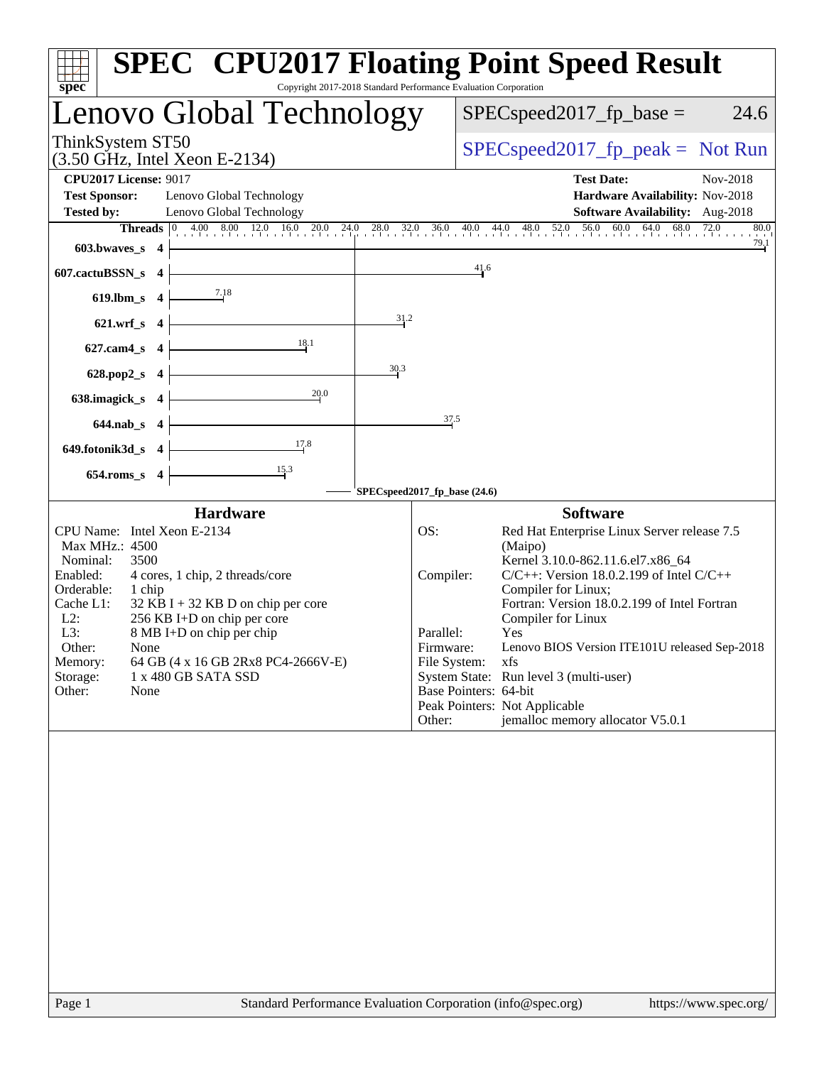# SPEC CPU2017 Floating Point Speed Result

Copyright 2017-2018 Standard Performance Evaluation Corporation

## Lenovo Global Technology

ThinkSystem ST50
(3.50 GHz, Intel Xeon E-2134)

SPECspeed2017_fp_base = 24.6

SPECspeed2017_fp_peak = Not Run

**CPU2017 License:** 9017
**Test Sponsor:** Lenovo Global Technology
**Tested by:** Lenovo Global Technology

**Test Date:** Nov-2018
**Hardware Availability:** Nov-2018
**Software Availability:** Aug-2018

| Benchmark | Threads | Base |
|---|---|---|
| 603.bwaves_s | 4 | 79.1 |
| 607.cactuBSSN_s | 4 | 41.6 |
| 619.lbm_s | 4 | 7.18 |
| 621.wrf_s | 4 | 31.2 |
| 627.cam4_s | 4 | 18.1 |
| 628.pop2_s | 4 | 30.3 |
| 638.imagick_s | 4 | 20.0 |
| 644.nab_s | 4 | 37.5 |
| 649.fotonik3d_s | 4 | 17.8 |
| 654.roms_s | 4 | 15.3 |

SPECspeed2017_fp_base (24.6)

### Hardware

| | |
|---|---|
| CPU Name: | Intel Xeon E-2134 |
| Max MHz.: | 4500 |
| Nominal: | 3500 |
| Enabled: | 4 cores, 1 chip, 2 threads/core |
| Orderable: | 1 chip |
| Cache L1: | 32 KB I + 32 KB D on chip per core |
| L2: | 256 KB I+D on chip per core |
| L3: | 8 MB I+D on chip per chip |
| Other: | None |
| Memory: | 64 GB (4 x 16 GB 2Rx8 PC4-2666V-E) |
| Storage: | 1 x 480 GB SATA SSD |
| Other: | None |

### Software

| | |
|---|---|
| OS: | Red Hat Enterprise Linux Server release 7.5 (Maipo) Kernel 3.10.0-862.11.6.el7.x86_64 |
| Compiler: | C/C++: Version 18.0.2.199 of Intel C/C++ Compiler for Linux; Fortran: Version 18.0.2.199 of Intel Fortran Compiler for Linux |
| Parallel: | Yes |
| Firmware: | Lenovo BIOS Version ITE101U released Sep-2018 |
| File System: | xfs |
| System State: | Run level 3 (multi-user) |
| Base Pointers: | 64-bit |
| Peak Pointers: | Not Applicable |
| Other: | jemalloc memory allocator V5.0.1 |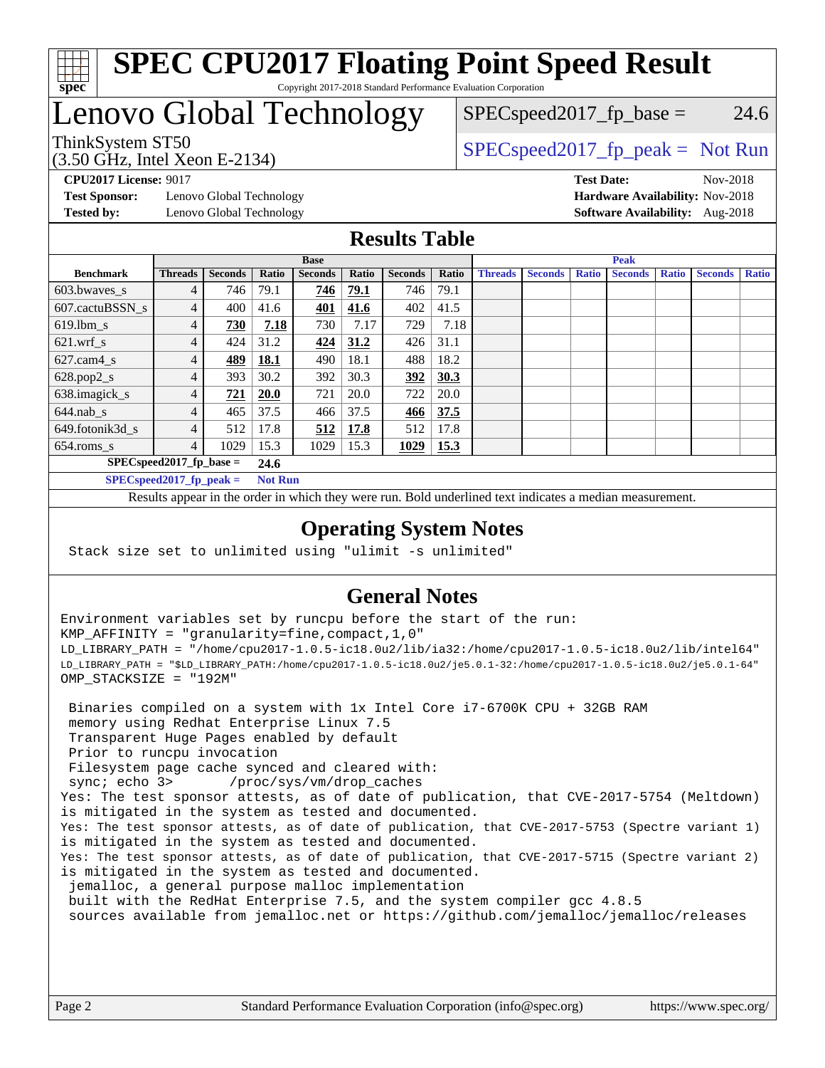# SPEC CPU2017 Floating Point Speed Result

Copyright 2017-2018 Standard Performance Evaluation Corporation

# Lenovo Global Technology

ThinkSystem ST50
(3.50 GHz, Intel Xeon E-2134)

SPECspeed2017_fp_base = 24.6

SPECspeed2017_fp_peak = Not Run

**CPU2017 License:** 9017
**Test Sponsor:** Lenovo Global Technology
**Tested by:** Lenovo Global Technology

**Test Date:** Nov-2018
**Hardware Availability:** Nov-2018
**Software Availability:** Aug-2018

## Results Table

| Benchmark | Base | | | | | | | Peak | | | | | | |
|---|---|---|---|---|---|---|---|---|---|---|---|---|---|---|
| | Threads | Seconds | Ratio | Seconds | Ratio | Seconds | Ratio | Threads | Seconds | Ratio | Seconds | Ratio | Seconds | Ratio |
| 603.bwaves_s | 4 | 746 | 79.1 | **746** | **79.1** | 746 | 79.1 | | | | | | | |
| 607.cactuBSSN_s | 4 | 400 | 41.6 | **401** | **41.6** | 402 | 41.5 | | | | | | | |
| 619.lbm_s | 4 | **730** | **7.18** | 730 | 7.17 | 729 | 7.18 | | | | | | | |
| 621.wrf_s | 4 | 424 | 31.2 | **424** | **31.2** | 426 | 31.1 | | | | | | | |
| 627.cam4_s | 4 | **489** | **18.1** | 490 | 18.1 | 488 | 18.2 | | | | | | | |
| 628.pop2_s | 4 | 393 | 30.2 | 392 | 30.3 | **392** | **30.3** | | | | | | | |
| 638.imagick_s | 4 | **721** | **20.0** | 721 | 20.0 | 722 | 20.0 | | | | | | | |
| 644.nab_s | 4 | 465 | 37.5 | 466 | 37.5 | **466** | **37.5** | | | | | | | |
| 649.fotonik3d_s | 4 | 512 | 17.8 | **512** | **17.8** | 512 | 17.8 | | | | | | | |
| 654.roms_s | 4 | 1029 | 15.3 | 1029 | 15.3 | **1029** | **15.3** | | | | | | | |

**SPECspeed2017_fp_base = 24.6**

**SPECspeed2017_fp_peak = Not Run**

Results appear in the order in which they were run. Bold underlined text indicates a median measurement.

## Operating System Notes

```
Stack size set to unlimited using "ulimit -s unlimited"
```

## General Notes

```
Environment variables set by runcpu before the start of the run:
KMP_AFFINITY = "granularity=fine,compact,1,0"
LD_LIBRARY_PATH = "/home/cpu2017-1.0.5-ic18.0u2/lib/ia32:/home/cpu2017-1.0.5-ic18.0u2/lib/intel64"
LD_LIBRARY_PATH = "$LD_LIBRARY_PATH:/home/cpu2017-1.0.5-ic18.0u2/je5.0.1-32:/home/cpu2017-1.0.5-ic18.0u2/je5.0.1-64"
OMP_STACKSIZE = "192M"

 Binaries compiled on a system with 1x Intel Core i7-6700K CPU + 32GB RAM
 memory using Redhat Enterprise Linux 7.5
 Transparent Huge Pages enabled by default
 Prior to runcpu invocation
 Filesystem page cache synced and cleared with:
 sync; echo 3>       /proc/sys/vm/drop_caches
Yes: The test sponsor attests, as of date of publication, that CVE-2017-5754 (Meltdown)
is mitigated in the system as tested and documented.
Yes: The test sponsor attests, as of date of publication, that CVE-2017-5753 (Spectre variant 1)
is mitigated in the system as tested and documented.
Yes: The test sponsor attests, as of date of publication, that CVE-2017-5715 (Spectre variant 2)
is mitigated in the system as tested and documented.
 jemalloc, a general purpose malloc implementation
 built with the RedHat Enterprise 7.5, and the system compiler gcc 4.8.5
 sources available from jemalloc.net or https://github.com/jemalloc/jemalloc/releases
```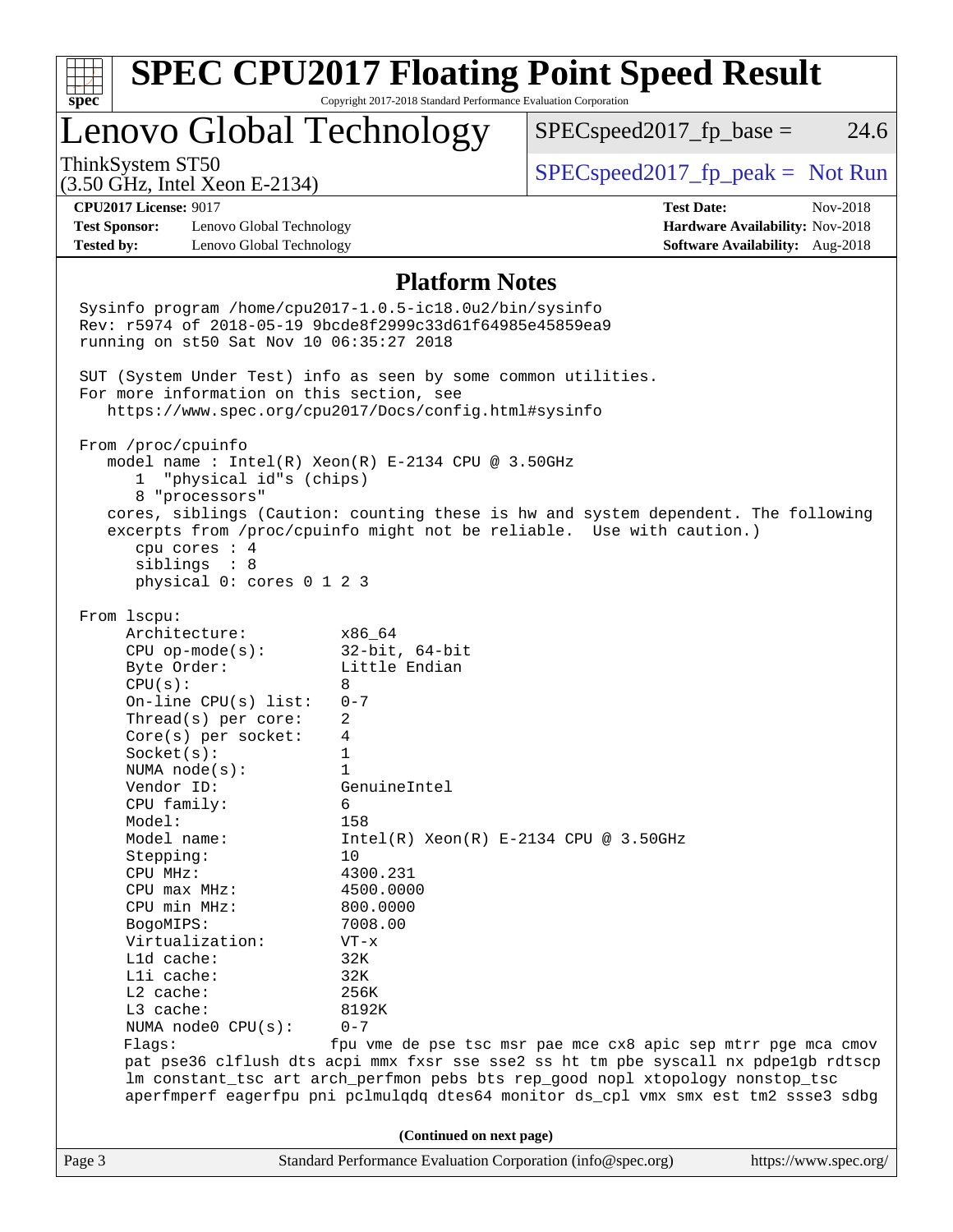# SPEC CPU2017 Floating Point Speed Result

Copyright 2017-2018 Standard Performance Evaluation Corporation

## Lenovo Global Technology

ThinkSystem ST50
(3.50 GHz, Intel Xeon E-2134)

SPECspeed2017_fp_base = 24.6

SPECspeed2017_fp_peak = Not Run

**CPU2017 License:** 9017
**Test Sponsor:** Lenovo Global Technology
**Tested by:** Lenovo Global Technology

**Test Date:** Nov-2018
**Hardware Availability:** Nov-2018
**Software Availability:** Aug-2018

### Platform Notes

```
Sysinfo program /home/cpu2017-1.0.5-ic18.0u2/bin/sysinfo
Rev: r5974 of 2018-05-19 9bcde8f2999c33d61f64985e45859ea9
running on st50 Sat Nov 10 06:35:27 2018

SUT (System Under Test) info as seen by some common utilities.
For more information on this section, see
   https://www.spec.org/cpu2017/Docs/config.html#sysinfo

From /proc/cpuinfo
   model name : Intel(R) Xeon(R) E-2134 CPU @ 3.50GHz
      1  "physical id"s (chips)
      8 "processors"
   cores, siblings (Caution: counting these is hw and system dependent. The following
   excerpts from /proc/cpuinfo might not be reliable.  Use with caution.)
      cpu cores : 4
      siblings  : 8
      physical 0: cores 0 1 2 3

From lscpu:
     Architecture:          x86_64
     CPU op-mode(s):        32-bit, 64-bit
     Byte Order:            Little Endian
     CPU(s):                8
     On-line CPU(s) list:   0-7
     Thread(s) per core:    2
     Core(s) per socket:    4
     Socket(s):             1
     NUMA node(s):          1
     Vendor ID:             GenuineIntel
     CPU family:            6
     Model:                 158
     Model name:            Intel(R) Xeon(R) E-2134 CPU @ 3.50GHz
     Stepping:              10
     CPU MHz:               4300.231
     CPU max MHz:           4500.0000
     CPU min MHz:           800.0000
     BogoMIPS:              7008.00
     Virtualization:        VT-x
     L1d cache:             32K
     L1i cache:             32K
     L2 cache:              256K
     L3 cache:              8192K
     NUMA node0 CPU(s):     0-7
     Flags:                fpu vme de pse tsc msr pae mce cx8 apic sep mtrr pge mca cmov
     pat pse36 clflush dts acpi mmx fxsr sse sse2 ss ht tm pbe syscall nx pdpe1gb rdtscp
     lm constant_tsc art arch_perfmon pebs bts rep_good nopl xtopology nonstop_tsc
     aperfmperf eagerfpu pni pclmulqdq dtes64 monitor ds_cpl vmx smx est tm2 ssse3 sdbg
```

(Continued on next page)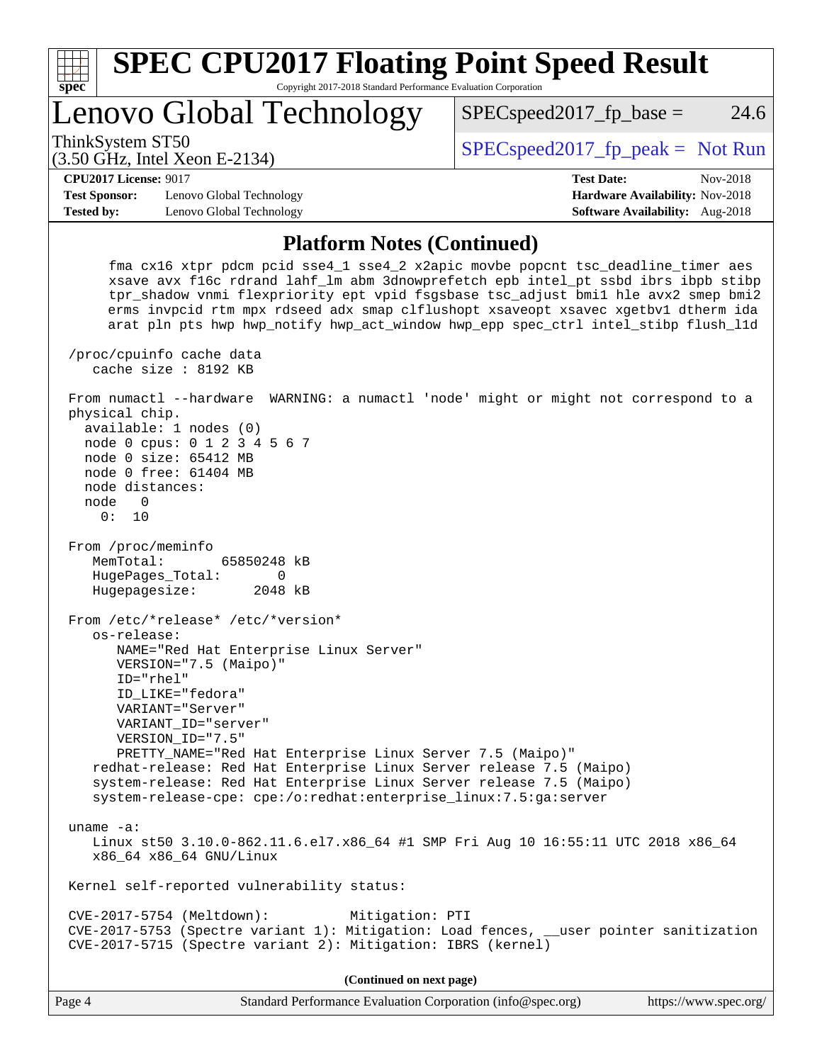# SPEC CPU2017 Floating Point Speed Result

Copyright 2017-2018 Standard Performance Evaluation Corporation

## Lenovo Global Technology

ThinkSystem ST50
(3.50 GHz, Intel Xeon E-2134)

SPECspeed2017_fp_base = 24.6

SPECspeed2017_fp_peak = Not Run

**CPU2017 License:** 9017
**Test Sponsor:** Lenovo Global Technology
**Tested by:** Lenovo Global Technology

**Test Date:** Nov-2018
**Hardware Availability:** Nov-2018
**Software Availability:** Aug-2018

### Platform Notes (Continued)

```
     fma cx16 xtpr pdcm pcid sse4_1 sse4_2 x2apic movbe popcnt tsc_deadline_timer aes
     xsave avx f16c rdrand lahf_lm abm 3dnowprefetch epb intel_pt ssbd ibrs ibpb stibp
     tpr_shadow vnmi flexpriority ept vpid fsgsbase tsc_adjust bmi1 hle avx2 smep bmi2
     erms invpcid rtm mpx rdseed adx smap clflushopt xsaveopt xsavec xgetbv1 dtherm ida
     arat pln pts hwp hwp_notify hwp_act_window hwp_epp spec_ctrl intel_stibp flush_l1d

 /proc/cpuinfo cache data
    cache size : 8192 KB

 From numactl --hardware  WARNING: a numactl 'node' might or might not correspond to a
 physical chip.
   available: 1 nodes (0)
   node 0 cpus: 0 1 2 3 4 5 6 7
   node 0 size: 65412 MB
   node 0 free: 61404 MB
   node distances:
   node   0
     0:  10

 From /proc/meminfo
    MemTotal:       65850248 kB
    HugePages_Total:       0
    Hugepagesize:       2048 kB

 From /etc/*release* /etc/*version*
    os-release:
       NAME="Red Hat Enterprise Linux Server"
       VERSION="7.5 (Maipo)"
       ID="rhel"
       ID_LIKE="fedora"
       VARIANT="Server"
       VARIANT_ID="server"
       VERSION_ID="7.5"
       PRETTY_NAME="Red Hat Enterprise Linux Server 7.5 (Maipo)"
    redhat-release: Red Hat Enterprise Linux Server release 7.5 (Maipo)
    system-release: Red Hat Enterprise Linux Server release 7.5 (Maipo)
    system-release-cpe: cpe:/o:redhat:enterprise_linux:7.5:ga:server

 uname -a:
    Linux st50 3.10.0-862.11.6.el7.x86_64 #1 SMP Fri Aug 10 16:55:11 UTC 2018 x86_64
    x86_64 x86_64 GNU/Linux

 Kernel self-reported vulnerability status:

 CVE-2017-5754 (Meltdown):          Mitigation: PTI
 CVE-2017-5753 (Spectre variant 1): Mitigation: Load fences, __user pointer sanitization
 CVE-2017-5715 (Spectre variant 2): Mitigation: IBRS (kernel)
```

**(Continued on next page)**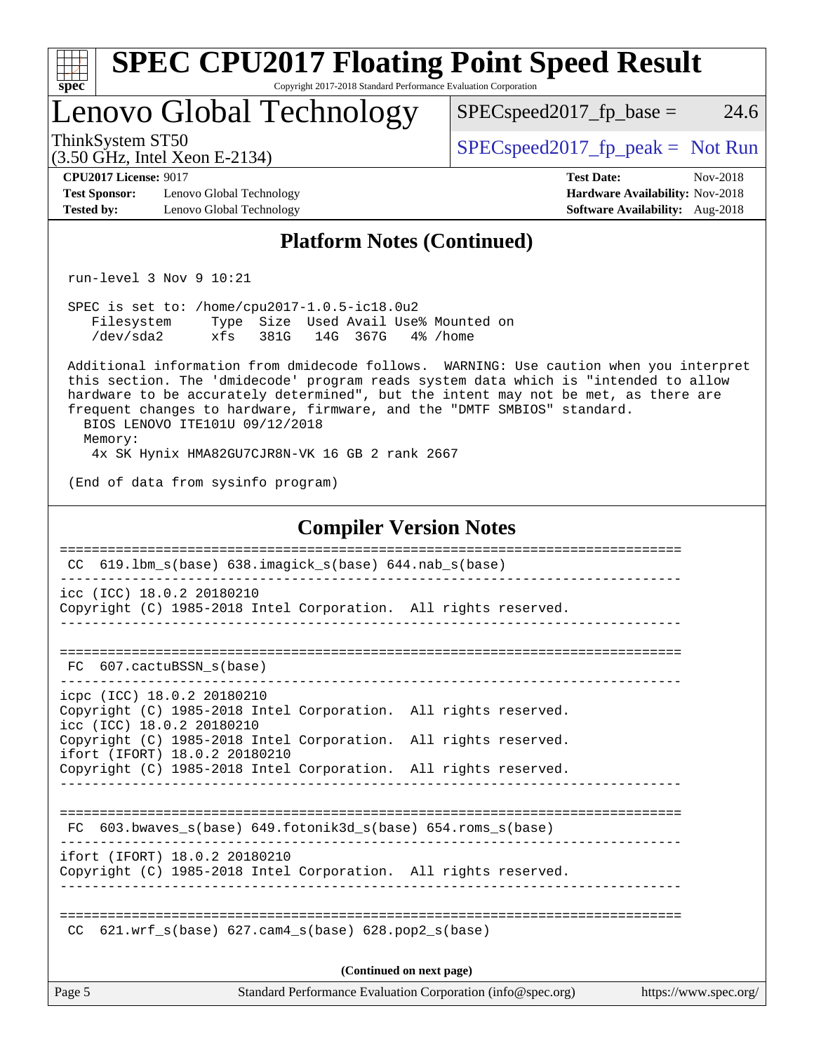## Platform Notes (Continued)

```
run-level 3 Nov 9 10:21

SPEC is set to: /home/cpu2017-1.0.5-ic18.0u2
   Filesystem     Type  Size  Used Avail Use% Mounted on
   /dev/sda2      xfs   381G   14G  367G   4% /home

Additional information from dmidecode follows.  WARNING: Use caution when you interpret
this section. The 'dmidecode' program reads system data which is "intended to allow
hardware to be accurately determined", but the intent may not be met, as there are
frequent changes to hardware, firmware, and the "DMTF SMBIOS" standard.
  BIOS LENOVO ITE101U 09/12/2018
  Memory:
   4x SK Hynix HMA82GU7CJR8N-VK 16 GB 2 rank 2667

(End of data from sysinfo program)
```

## Compiler Version Notes

```
==============================================================================
 CC  619.lbm_s(base) 638.imagick_s(base) 644.nab_s(base)
------------------------------------------------------------------------------
icc (ICC) 18.0.2 20180210
Copyright (C) 1985-2018 Intel Corporation.  All rights reserved.
------------------------------------------------------------------------------

==============================================================================
 FC  607.cactuBSSN_s(base)
------------------------------------------------------------------------------
icpc (ICC) 18.0.2 20180210
Copyright (C) 1985-2018 Intel Corporation.  All rights reserved.
icc (ICC) 18.0.2 20180210
Copyright (C) 1985-2018 Intel Corporation.  All rights reserved.
ifort (IFORT) 18.0.2 20180210
Copyright (C) 1985-2018 Intel Corporation.  All rights reserved.
------------------------------------------------------------------------------

==============================================================================
 FC  603.bwaves_s(base) 649.fotonik3d_s(base) 654.roms_s(base)
------------------------------------------------------------------------------
ifort (IFORT) 18.0.2 20180210
Copyright (C) 1985-2018 Intel Corporation.  All rights reserved.
------------------------------------------------------------------------------

==============================================================================
 CC  621.wrf_s(base) 627.cam4_s(base) 628.pop2_s(base)
```

(Continued on next page)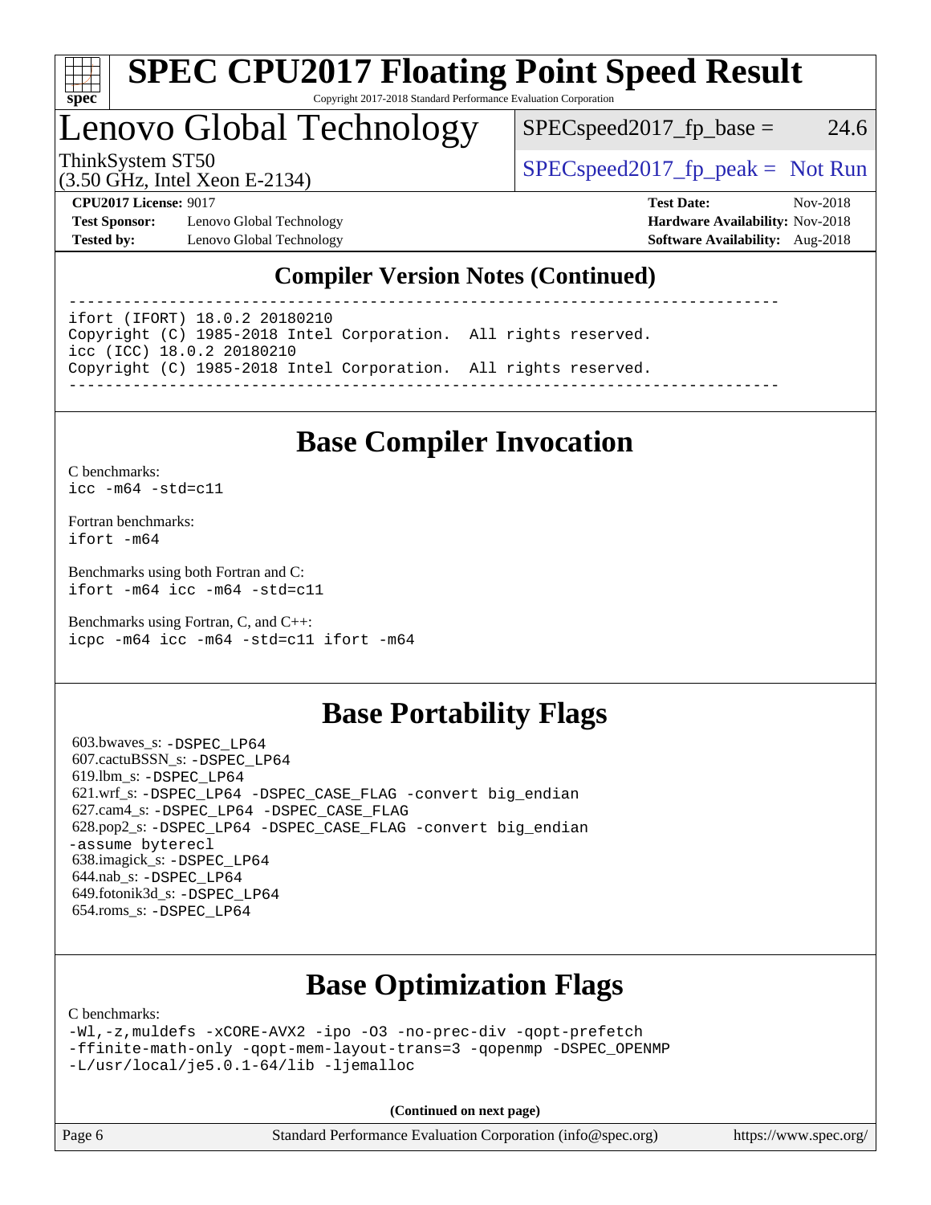## Compiler Version Notes (Continued)

```
------------------------------------------------------------------------------
ifort (IFORT) 18.0.2 20180210
Copyright (C) 1985-2018 Intel Corporation.  All rights reserved.
icc (ICC) 18.0.2 20180210
Copyright (C) 1985-2018 Intel Corporation.  All rights reserved.
------------------------------------------------------------------------------
```

## Base Compiler Invocation

C benchmarks:
`icc -m64 -std=c11`

Fortran benchmarks:
`ifort -m64`

Benchmarks using both Fortran and C:
`ifort -m64 icc -m64 -std=c11`

Benchmarks using Fortran, C, and C++:
`icpc -m64 icc -m64 -std=c11 ifort -m64`

## Base Portability Flags

603.bwaves_s: `-DSPEC_LP64`
607.cactuBSSN_s: `-DSPEC_LP64`
619.lbm_s: `-DSPEC_LP64`
621.wrf_s: `-DSPEC_LP64 -DSPEC_CASE_FLAG -convert big_endian`
627.cam4_s: `-DSPEC_LP64 -DSPEC_CASE_FLAG`
628.pop2_s: `-DSPEC_LP64 -DSPEC_CASE_FLAG -convert big_endian -assume byterecl`
638.imagick_s: `-DSPEC_LP64`
644.nab_s: `-DSPEC_LP64`
649.fotonik3d_s: `-DSPEC_LP64`
654.roms_s: `-DSPEC_LP64`

## Base Optimization Flags

C benchmarks:
`-Wl,-z,muldefs -xCORE-AVX2 -ipo -O3 -no-prec-div -qopt-prefetch -ffinite-math-only -qopt-mem-layout-trans=3 -qopenmp -DSPEC_OPENMP -L/usr/local/je5.0.1-64/lib -ljemalloc`

**(Continued on next page)**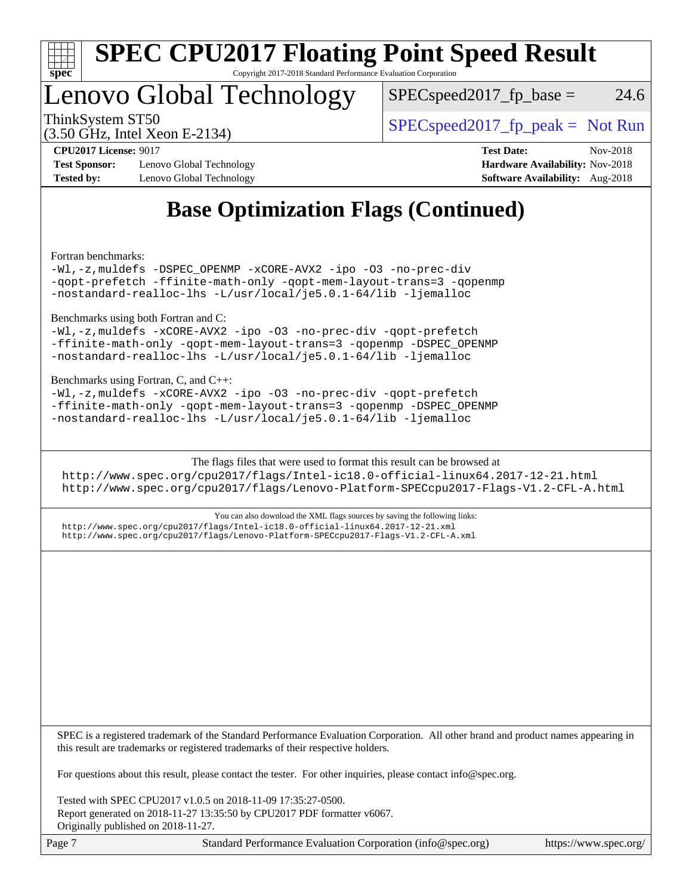# Base Optimization Flags (Continued)

Fortran benchmarks:

```
-Wl,-z,muldefs -DSPEC_OPENMP -xCORE-AVX2 -ipo -O3 -no-prec-div
-qopt-prefetch -ffinite-math-only -qopt-mem-layout-trans=3 -qopenmp
-nostandard-realloc-lhs -L/usr/local/je5.0.1-64/lib -ljemalloc
```

Benchmarks using both Fortran and C:

```
-Wl,-z,muldefs -xCORE-AVX2 -ipo -O3 -no-prec-div -qopt-prefetch
-ffinite-math-only -qopt-mem-layout-trans=3 -qopenmp -DSPEC_OPENMP
-nostandard-realloc-lhs -L/usr/local/je5.0.1-64/lib -ljemalloc
```

Benchmarks using Fortran, C, and C++:

```
-Wl,-z,muldefs -xCORE-AVX2 -ipo -O3 -no-prec-div -qopt-prefetch
-ffinite-math-only -qopt-mem-layout-trans=3 -qopenmp -DSPEC_OPENMP
-nostandard-realloc-lhs -L/usr/local/je5.0.1-64/lib -ljemalloc
```

The flags files that were used to format this result can be browsed at

http://www.spec.org/cpu2017/flags/Intel-ic18.0-official-linux64.2017-12-21.html
http://www.spec.org/cpu2017/flags/Lenovo-Platform-SPECcpu2017-Flags-V1.2-CFL-A.html

You can also download the XML flags sources by saving the following links:

http://www.spec.org/cpu2017/flags/Intel-ic18.0-official-linux64.2017-12-21.xml
http://www.spec.org/cpu2017/flags/Lenovo-Platform-SPECcpu2017-Flags-V1.2-CFL-A.xml

SPEC is a registered trademark of the Standard Performance Evaluation Corporation. All other brand and product names appearing in this result are trademarks or registered trademarks of their respective holders.

For questions about this result, please contact the tester. For other inquiries, please contact info@spec.org.

Tested with SPEC CPU2017 v1.0.5 on 2018-11-09 17:35:27-0500.
Report generated on 2018-11-27 13:35:50 by CPU2017 PDF formatter v6067.
Originally published on 2018-11-27.